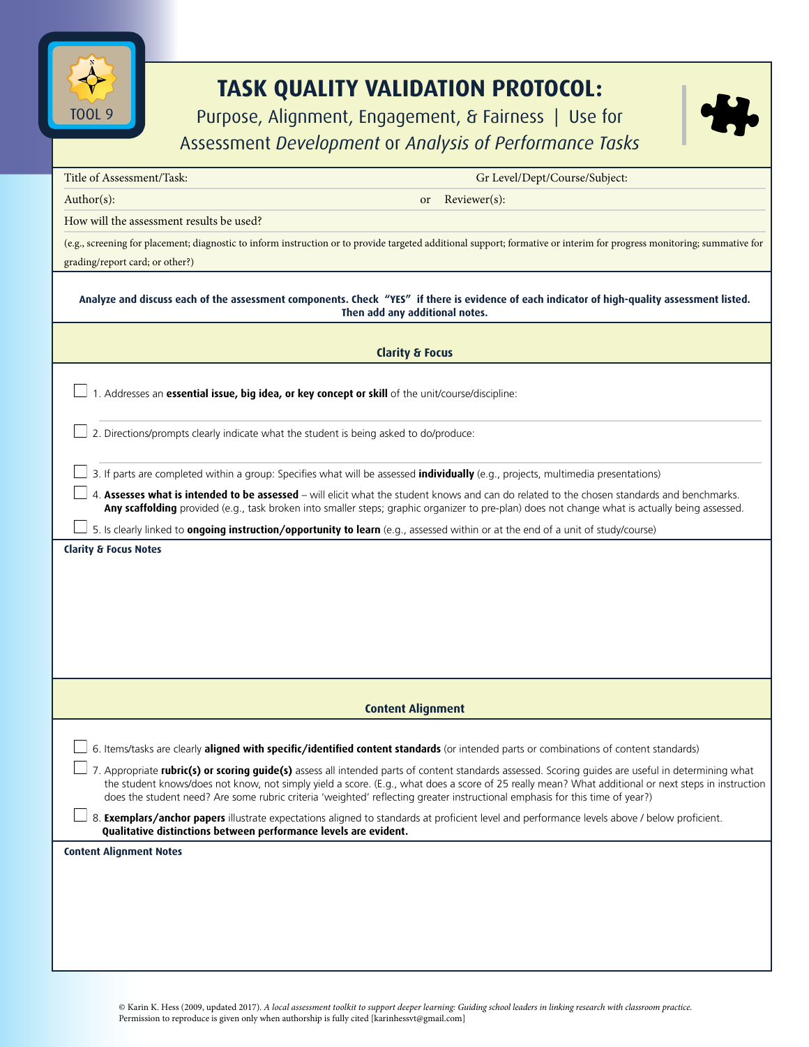TOOL 9

# TASK QUALITY VALIDATION PROTOCOL:

Purpose, Alignment, Engagement, & Fairness | Use for Assessment *Development* or *Analysis of Performance Tasks*

Title of Assessment/Task: Gr Level/Dept/Course/Subject:

Author(s): or Reviewer(s):

How will the assessment results be used?

(e.g., screening for placement; diagnostic to inform instruction or to provide targeted additional support; formative or interim for progress monitoring; summative for grading/report card; or other?)

**Analyze and discuss each of the assessment components. Check "YES" if there is evidence of each indicator of high-quality assessment listed. Then add any additional notes.**

## Clarity & Focus

- ☐ 1. Addresses an **essential issue, big idea, or key concept or skill** of the unit/course/discipline:
- ☐ 2. Directions/prompts clearly indicate what the student is being asked to do/produce:
- ☐ 3. If parts are completed within a group: Specifies what will be assessed **individually** (e.g., projects, multimedia presentations)
- ☐ 4. **Assesses what is intended to be assessed** – will elicit what the student knows and can do related to the chosen standards and benchmarks. **Any scaffolding** provided (e.g., task broken into smaller steps; graphic organizer to pre-plan) does not change what is actually being assessed.
- ☐ 5. Is clearly linked to **ongoing instruction/opportunity to learn** (e.g., assessed within or at the end of a unit of study/course)

**Clarity & Focus Notes**

## Content Alignment

- ☐ 6. Items/tasks are clearly **aligned with specific/identified content standards** (or intended parts or combinations of content standards)
- ☐ 7. Appropriate **rubric(s) or scoring guide(s)** assess all intended parts of content standards assessed. Scoring guides are useful in determining what the student knows/does not know, not simply yield a score. (E.g., what does a score of 25 really mean? What additional or next steps in instruction does the student need? Are some rubric criteria 'weighted' reflecting greater instructional emphasis for this time of year?)
- ☐ 8. **Exemplars/anchor papers** illustrate expectations aligned to standards at proficient level and performance levels above / below proficient. **Qualitative distinctions between performance levels are evident.**

**Content Alignment Notes**

© Karin K. Hess (2009, updated 2017). *A local assessment toolkit to support deeper learning: Guiding school leaders in linking research with classroom practice.* Permission to reproduce is given only when authorship is fully cited [karinhessvt@gmail.com]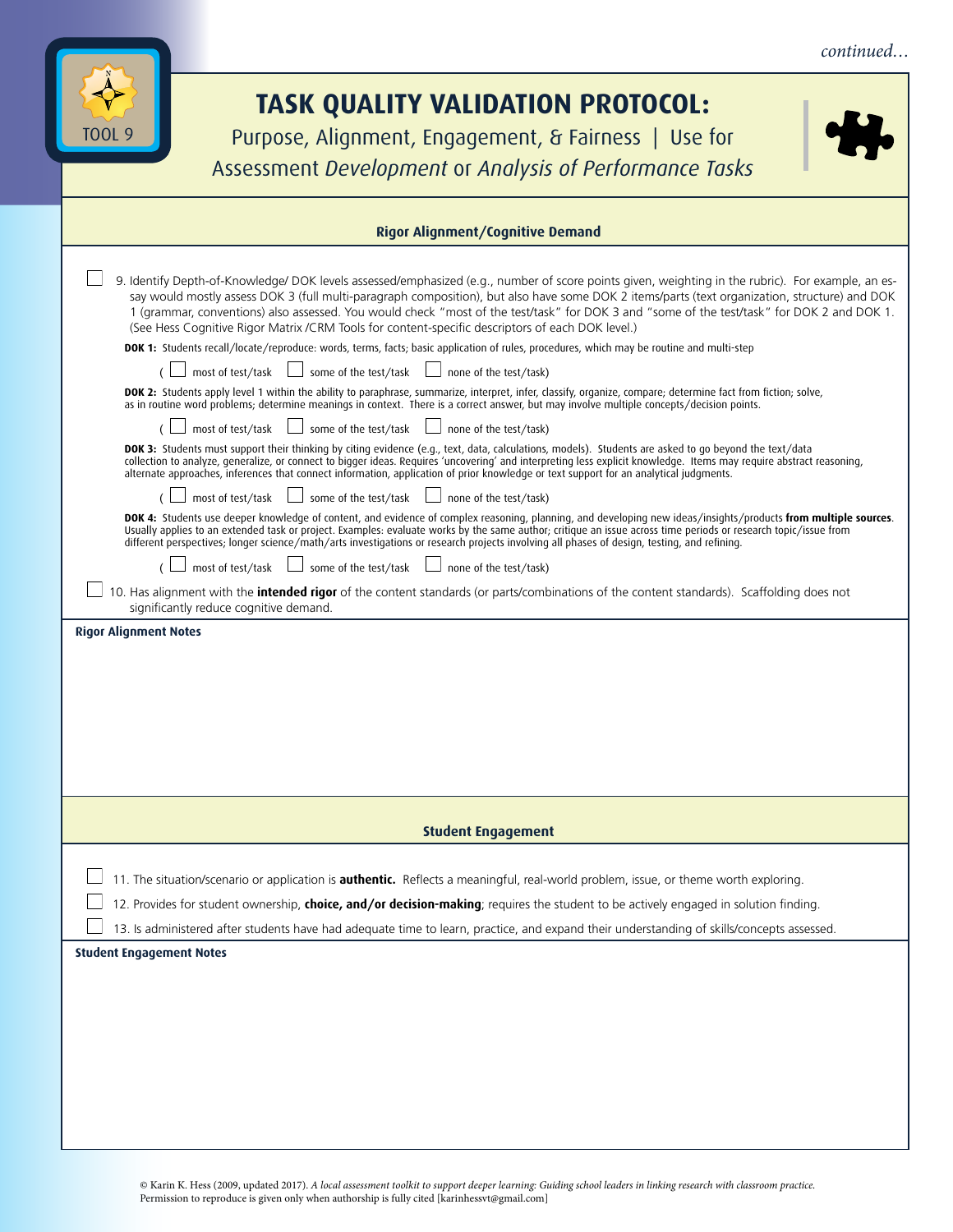*continued…*

TOOL 9

# TASK QUALITY VALIDATION PROTOCOL:

Purpose, Alignment, Engagement, & Fairness | Use for Assessment *Development* or *Analysis of Performance Tasks*

## Rigor Alignment/Cognitive Demand

☐ 9. Identify Depth-of-Knowledge/ DOK levels assessed/emphasized (e.g., number of score points given, weighting in the rubric). For example, an essay would mostly assess DOK 3 (full multi-paragraph composition), but also have some DOK 2 items/parts (text organization, structure) and DOK 1 (grammar, conventions) also assessed. You would check "most of the test/task" for DOK 3 and "some of the test/task" for DOK 2 and DOK 1. (See Hess Cognitive Rigor Matrix /CRM Tools for content-specific descriptors of each DOK level.)

**DOK 1:** Students recall/locate/reproduce: words, terms, facts; basic application of rules, procedures, which may be routine and multi-step

( ☐ most of test/task ☐ some of the test/task ☐ none of the test/task)

**DOK 2:** Students apply level 1 within the ability to paraphrase, summarize, interpret, infer, classify, organize, compare; determine fact from fiction; solve, as in routine word problems; determine meanings in context. There is a correct answer, but may involve multiple concepts/decision points.

( ☐ most of test/task ☐ some of the test/task ☐ none of the test/task)

**DOK 3:** Students must support their thinking by citing evidence (e.g., text, data, calculations, models). Students are asked to go beyond the text/data collection to analyze, generalize, or connect to bigger ideas. Requires 'uncovering' and interpreting less explicit knowledge. Items may require abstract reasoning, alternate approaches, inferences that connect information, application of prior knowledge or text support for an analytical judgments.

( ☐ most of test/task ☐ some of the test/task ☐ none of the test/task)

**DOK 4:** Students use deeper knowledge of content, and evidence of complex reasoning, planning, and developing new ideas/insights/products **from multiple sources**. Usually applies to an extended task or project. Examples: evaluate works by the same author; critique an issue across time periods or research topic/issue from different perspectives; longer science/math/arts investigations or research projects involving all phases of design, testing, and refining.

( ☐ most of test/task ☐ some of the test/task ☐ none of the test/task)

☐ 10. Has alignment with the **intended rigor** of the content standards (or parts/combinations of the content standards). Scaffolding does not significantly reduce cognitive demand.

**Rigor Alignment Notes**

## Student Engagement

☐ 11. The situation/scenario or application is **authentic.** Reflects a meaningful, real-world problem, issue, or theme worth exploring.

☐ 12. Provides for student ownership, **choice, and/or decision-making**; requires the student to be actively engaged in solution finding.

☐ 13. Is administered after students have had adequate time to learn, practice, and expand their understanding of skills/concepts assessed.

**Student Engagement Notes**

© Karin K. Hess (2009, updated 2017). *A local assessment toolkit to support deeper learning: Guiding school leaders in linking research with classroom practice.* Permission to reproduce is given only when authorship is fully cited [karinhessvt@gmail.com]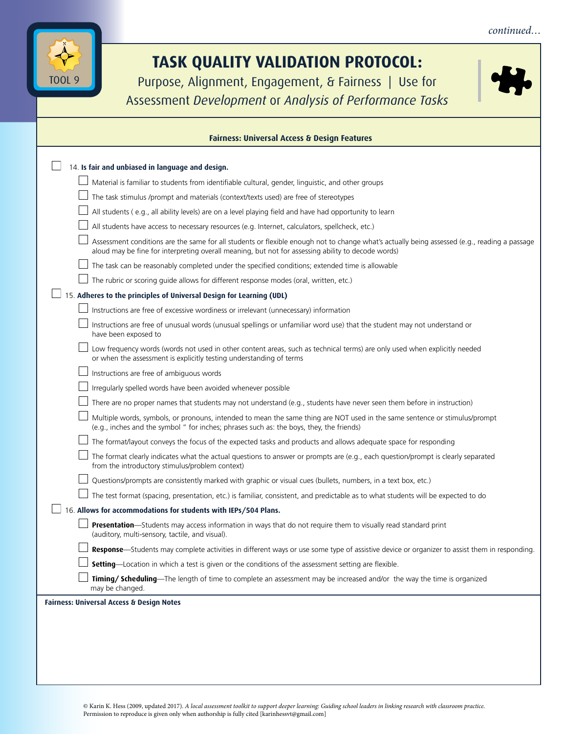*continued…*

# TASK QUALITY VALIDATION PROTOCOL:

Purpose, Alignment, Engagement, & Fairness | Use for Assessment *Development* or *Analysis of Performance Tasks*

TOOL 9

## Fairness: Universal Access & Design Features

- [ ] 14. **Is fair and unbiased in language and design.**
  - [ ] Material is familiar to students from identifiable cultural, gender, linguistic, and other groups
  - [ ] The task stimulus /prompt and materials (context/texts used) are free of stereotypes
  - [ ] All students ( e.g., all ability levels) are on a level playing field and have had opportunity to learn
  - [ ] All students have access to necessary resources (e.g. Internet, calculators, spellcheck, etc.)
  - [ ] Assessment conditions are the same for all students or flexible enough not to change what's actually being assessed (e.g., reading a passage aloud may be fine for interpreting overall meaning, but not for assessing ability to decode words)
  - [ ] The task can be reasonably completed under the specified conditions; extended time is allowable
  - [ ] The rubric or scoring guide allows for different response modes (oral, written, etc.)
- [ ] 15. **Adheres to the principles of Universal Design for Learning (UDL)**
  - [ ] Instructions are free of excessive wordiness or irrelevant (unnecessary) information
  - [ ] Instructions are free of unusual words (unusual spellings or unfamiliar word use) that the student may not understand or have been exposed to
  - [ ] Low frequency words (words not used in other content areas, such as technical terms) are only used when explicitly needed or when the assessment is explicitly testing understanding of terms
  - [ ] Instructions are free of ambiguous words
  - [ ] Irregularly spelled words have been avoided whenever possible
  - [ ] There are no proper names that students may not understand (e.g., students have never seen them before in instruction)
  - [ ] Multiple words, symbols, or pronouns, intended to mean the same thing are NOT used in the same sentence or stimulus/prompt (e.g., inches and the symbol " for inches; phrases such as: the boys, they, the friends)
  - [ ] The format/layout conveys the focus of the expected tasks and products and allows adequate space for responding
  - [ ] The format clearly indicates what the actual questions to answer or prompts are (e.g., each question/prompt is clearly separated from the introductory stimulus/problem context)
  - [ ] Questions/prompts are consistently marked with graphic or visual cues (bullets, numbers, in a text box, etc.)
  - [ ] The test format (spacing, presentation, etc.) is familiar, consistent, and predictable as to what students will be expected to do
- [ ] 16. **Allows for accommodations for students with IEPs/504 Plans.**
  - [ ] **Presentation**—Students may access information in ways that do not require them to visually read standard print (auditory, multi-sensory, tactile, and visual).
  - [ ] **Response**—Students may complete activities in different ways or use some type of assistive device or organizer to assist them in responding.
  - [ ] **Setting**—Location in which a test is given or the conditions of the assessment setting are flexible.
  - [ ] **Timing/ Scheduling**—The length of time to complete an assessment may be increased and/or the way the time is organized may be changed.

**Fairness: Universal Access & Design Notes**

© Karin K. Hess (2009, updated 2017). *A local assessment toolkit to support deeper learning: Guiding school leaders in linking research with classroom practice.* Permission to reproduce is given only when authorship is fully cited [karinhessvt@gmail.com]